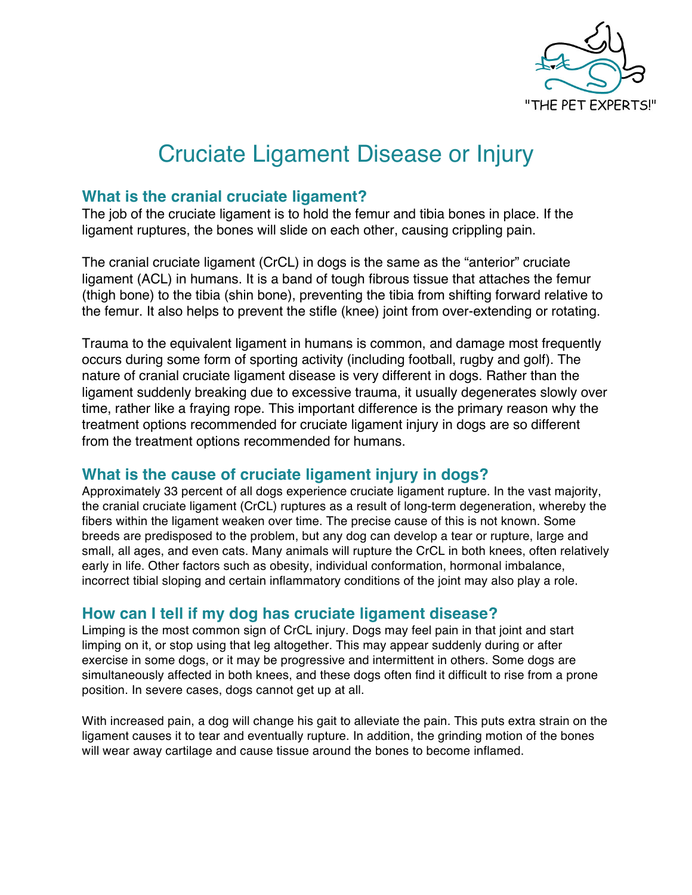"THE PET EXPERTS!"

# Cruciate Ligament Disease or Injury

## What is the cranial cruciate ligament?

The job of the cruciate ligament is to hold the femur and tibia bones in place. If the ligament ruptures, the bones will slide on each other, causing crippling pain.

The cranial cruciate ligament (CrCL) in dogs is the same as the "anterior" cruciate ligament (ACL) in humans. It is a band of tough fibrous tissue that attaches the femur (thigh bone) to the tibia (shin bone), preventing the tibia from shifting forward relative to the femur. It also helps to prevent the stifle (knee) joint from over-extending or rotating.

Trauma to the equivalent ligament in humans is common, and damage most frequently occurs during some form of sporting activity (including football, rugby and golf). The nature of cranial cruciate ligament disease is very different in dogs. Rather than the ligament suddenly breaking due to excessive trauma, it usually degenerates slowly over time, rather like a fraying rope. This important difference is the primary reason why the treatment options recommended for cruciate ligament injury in dogs are so different from the treatment options recommended for humans.

## What is the cause of cruciate ligament injury in dogs?

Approximately 33 percent of all dogs experience cruciate ligament rupture. In the vast majority, the cranial cruciate ligament (CrCL) ruptures as a result of long-term degeneration, whereby the fibers within the ligament weaken over time. The precise cause of this is not known. Some breeds are predisposed to the problem, but any dog can develop a tear or rupture, large and small, all ages, and even cats. Many animals will rupture the CrCL in both knees, often relatively early in life. Other factors such as obesity, individual conformation, hormonal imbalance, incorrect tibial sloping and certain inflammatory conditions of the joint may also play a role.

## How can I tell if my dog has cruciate ligament disease?

Limping is the most common sign of CrCL injury. Dogs may feel pain in that joint and start limping on it, or stop using that leg altogether. This may appear suddenly during or after exercise in some dogs, or it may be progressive and intermittent in others. Some dogs are simultaneously affected in both knees, and these dogs often find it difficult to rise from a prone position. In severe cases, dogs cannot get up at all.

With increased pain, a dog will change his gait to alleviate the pain. This puts extra strain on the ligament causes it to tear and eventually rupture. In addition, the grinding motion of the bones will wear away cartilage and cause tissue around the bones to become inflamed.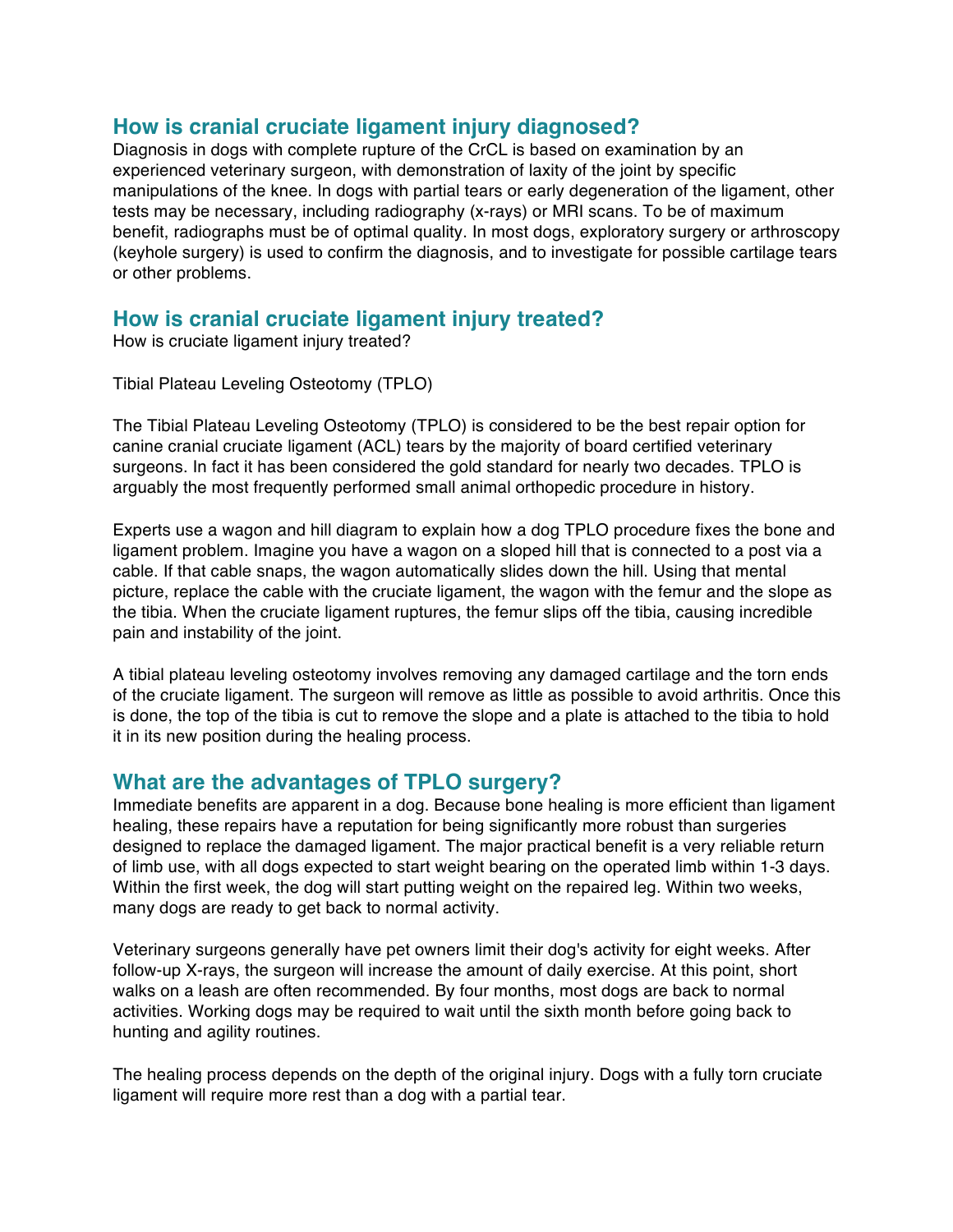## How is cranial cruciate ligament injury diagnosed?

Diagnosis in dogs with complete rupture of the CrCL is based on examination by an experienced veterinary surgeon, with demonstration of laxity of the joint by specific manipulations of the knee. In dogs with partial tears or early degeneration of the ligament, other tests may be necessary, including radiography (x-rays) or MRI scans. To be of maximum benefit, radiographs must be of optimal quality. In most dogs, exploratory surgery or arthroscopy (keyhole surgery) is used to confirm the diagnosis, and to investigate for possible cartilage tears or other problems.

## How is cranial cruciate ligament injury treated?

How is cruciate ligament injury treated?

Tibial Plateau Leveling Osteotomy (TPLO)

The Tibial Plateau Leveling Osteotomy (TPLO) is considered to be the best repair option for canine cranial cruciate ligament (ACL) tears by the majority of board certified veterinary surgeons. In fact it has been considered the gold standard for nearly two decades. TPLO is arguably the most frequently performed small animal orthopedic procedure in history.

Experts use a wagon and hill diagram to explain how a dog TPLO procedure fixes the bone and ligament problem. Imagine you have a wagon on a sloped hill that is connected to a post via a cable. If that cable snaps, the wagon automatically slides down the hill. Using that mental picture, replace the cable with the cruciate ligament, the wagon with the femur and the slope as the tibia. When the cruciate ligament ruptures, the femur slips off the tibia, causing incredible pain and instability of the joint.

A tibial plateau leveling osteotomy involves removing any damaged cartilage and the torn ends of the cruciate ligament. The surgeon will remove as little as possible to avoid arthritis. Once this is done, the top of the tibia is cut to remove the slope and a plate is attached to the tibia to hold it in its new position during the healing process.

## What are the advantages of TPLO surgery?

Immediate benefits are apparent in a dog. Because bone healing is more efficient than ligament healing, these repairs have a reputation for being significantly more robust than surgeries designed to replace the damaged ligament. The major practical benefit is a very reliable return of limb use, with all dogs expected to start weight bearing on the operated limb within 1-3 days. Within the first week, the dog will start putting weight on the repaired leg. Within two weeks, many dogs are ready to get back to normal activity.

Veterinary surgeons generally have pet owners limit their dog's activity for eight weeks. After follow-up X-rays, the surgeon will increase the amount of daily exercise. At this point, short walks on a leash are often recommended. By four months, most dogs are back to normal activities. Working dogs may be required to wait until the sixth month before going back to hunting and agility routines.

The healing process depends on the depth of the original injury. Dogs with a fully torn cruciate ligament will require more rest than a dog with a partial tear.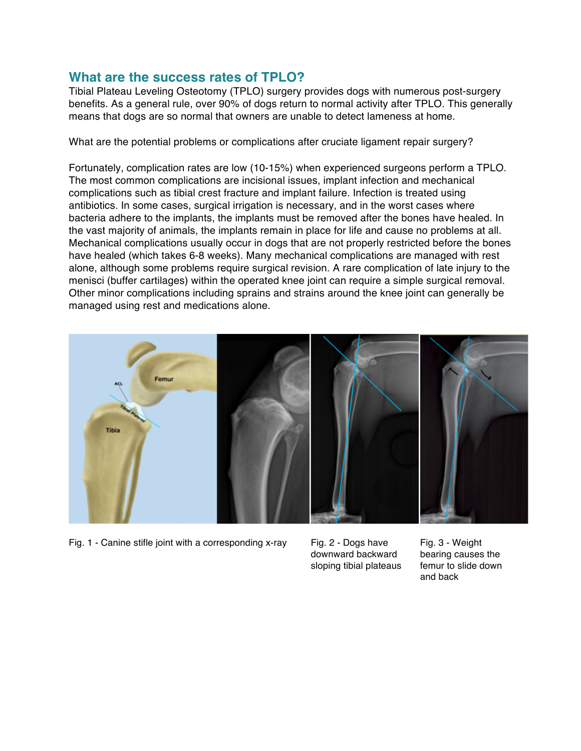## What are the success rates of TPLO?

Tibial Plateau Leveling Osteotomy (TPLO) surgery provides dogs with numerous post-surgery benefits. As a general rule, over 90% of dogs return to normal activity after TPLO. This generally means that dogs are so normal that owners are unable to detect lameness at home.

What are the potential problems or complications after cruciate ligament repair surgery?

Fortunately, complication rates are low (10-15%) when experienced surgeons perform a TPLO. The most common complications are incisional issues, implant infection and mechanical complications such as tibial crest fracture and implant failure. Infection is treated using antibiotics. In some cases, surgical irrigation is necessary, and in the worst cases where bacteria adhere to the implants, the implants must be removed after the bones have healed. In the vast majority of animals, the implants remain in place for life and cause no problems at all. Mechanical complications usually occur in dogs that are not properly restricted before the bones have healed (which takes 6-8 weeks). Many mechanical complications are managed with rest alone, although some problems require surgical revision. A rare complication of late injury to the menisci (buffer cartilages) within the operated knee joint can require a simple surgical removal. Other minor complications including sprains and strains around the knee joint can generally be managed using rest and medications alone.

Fig. 1 - Canine stifle joint with a corresponding x-ray

Fig. 2 - Dogs have downward backward sloping tibial plateaus

Fig. 3 - Weight bearing causes the femur to slide down and back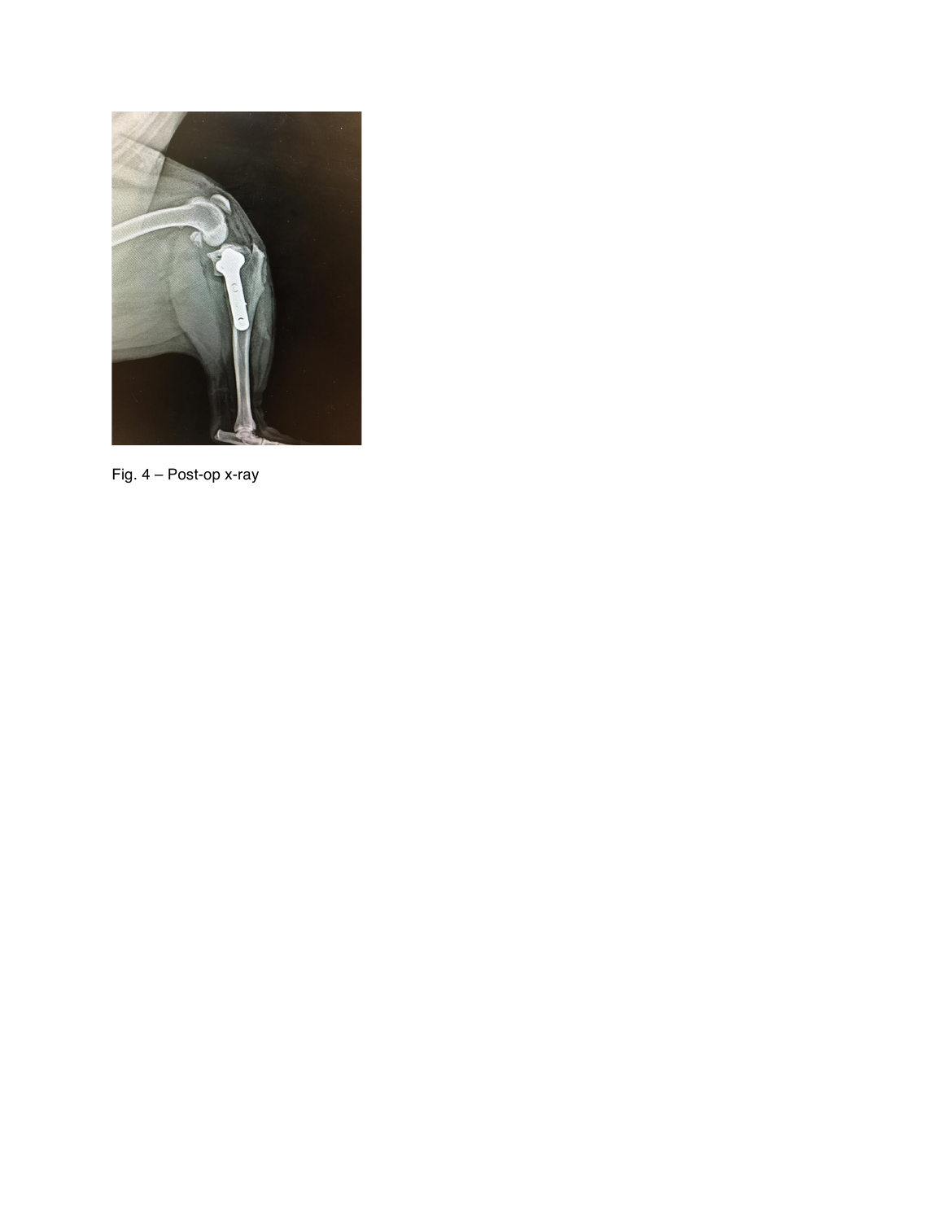Fig. 4 – Post-op x-ray